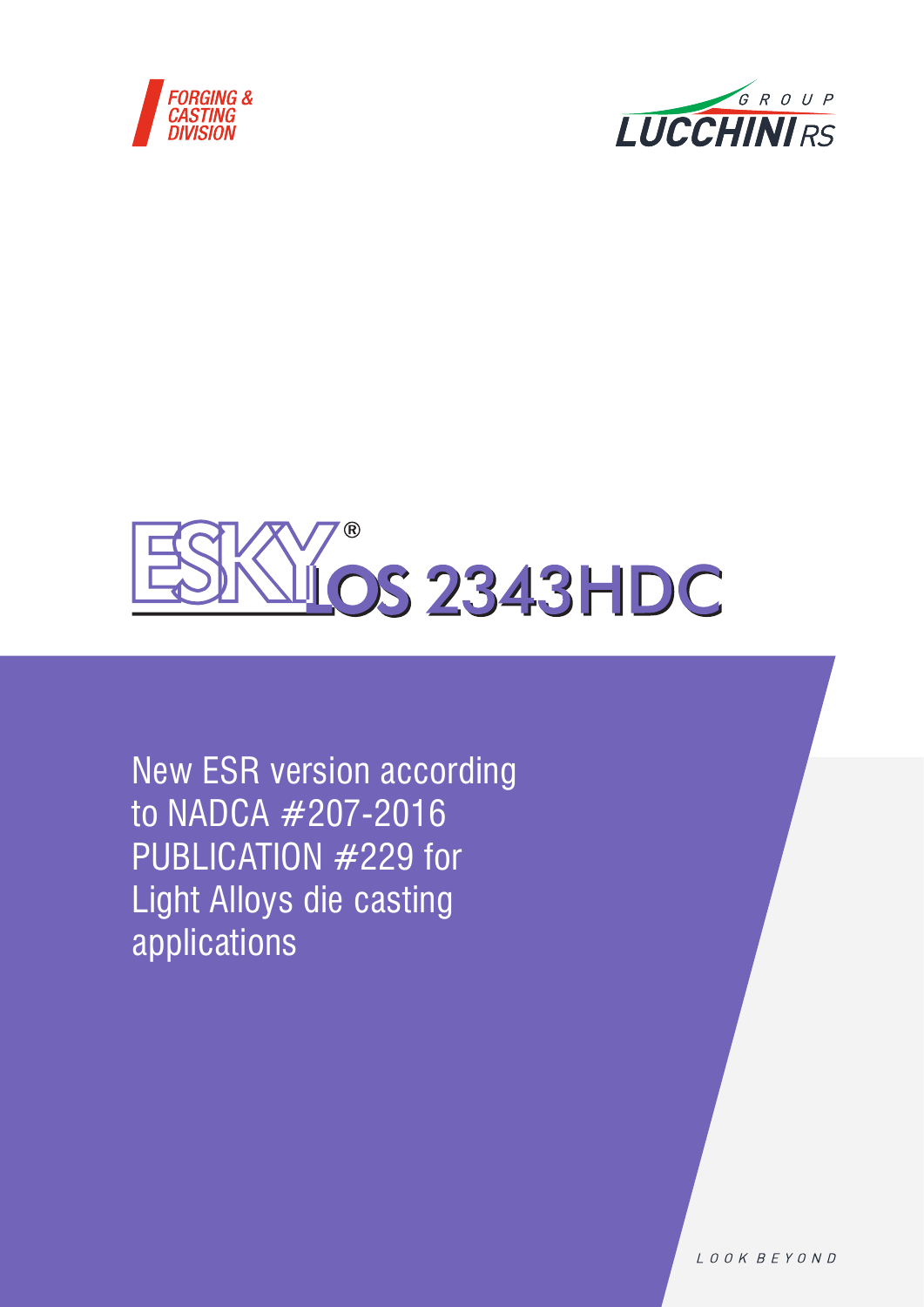FORGING & CASTING DIVISION

GROUP LUCCHINI RS

# ESKYLOS 2343HDC

New ESR version according to NADCA #207-2016 PUBLICATION #229 for Light Alloys die casting applications

LOOK BEYOND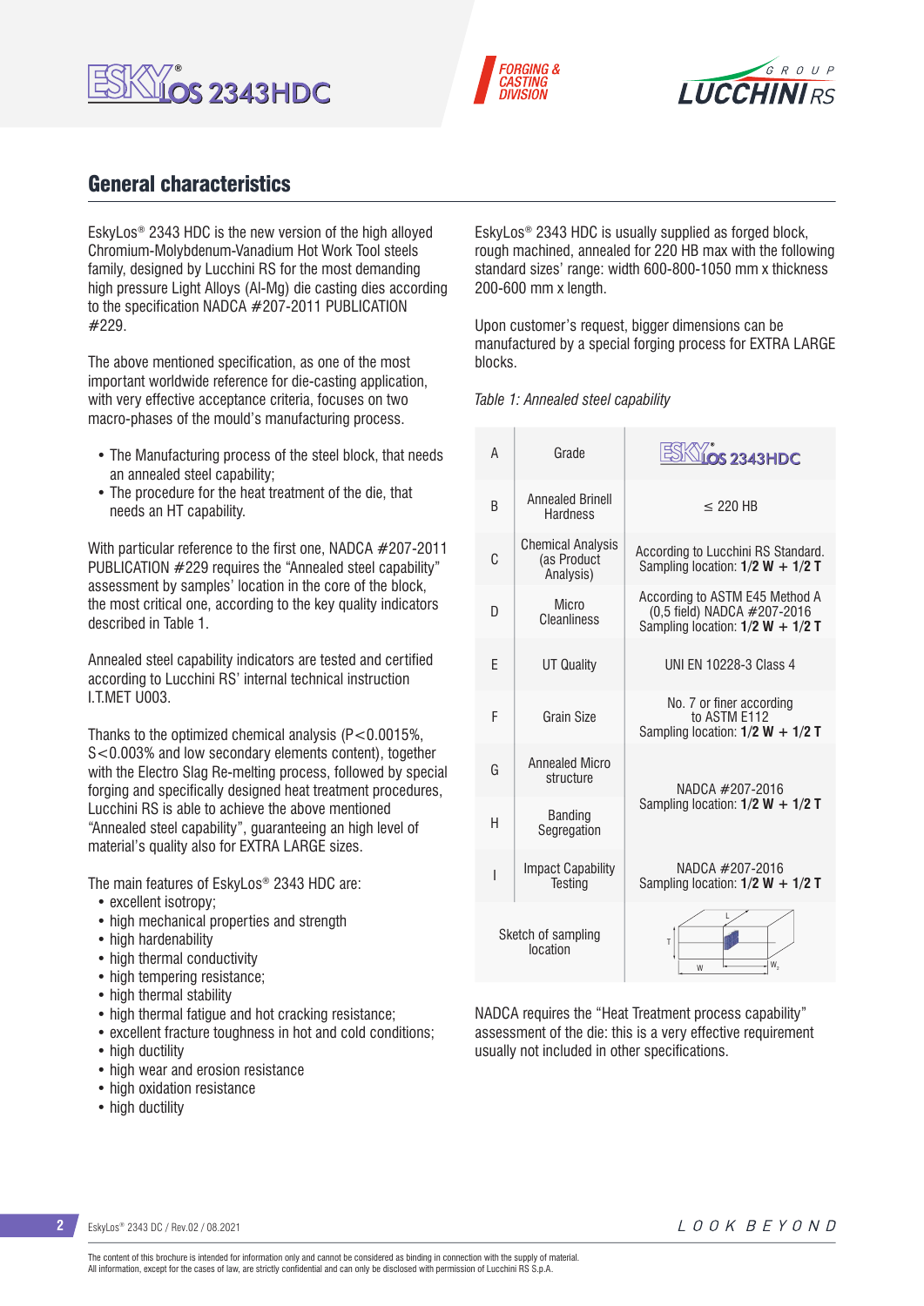## General characteristics

EskyLos® 2343 HDC is the new version of the high alloyed Chromium-Molybdenum-Vanadium Hot Work Tool steels family, designed by Lucchini RS for the most demanding high pressure Light Alloys (Al-Mg) die casting dies according to the specification NADCA #207-2011 PUBLICATION #229.

The above mentioned specification, as one of the most important worldwide reference for die-casting application, with very effective acceptance criteria, focuses on two macro-phases of the mould's manufacturing process.

- The Manufacturing process of the steel block, that needs an annealed steel capability;
- The procedure for the heat treatment of the die, that needs an HT capability.

With particular reference to the first one, NADCA #207-2011 PUBLICATION #229 requires the "Annealed steel capability" assessment by samples' location in the core of the block, the most critical one, according to the key quality indicators described in Table 1.

Annealed steel capability indicators are tested and certified according to Lucchini RS' internal technical instruction I.T.MET U003.

Thanks to the optimized chemical analysis (P<0.0015%, S<0.003% and low secondary elements content), together with the Electro Slag Re-melting process, followed by special forging and specifically designed heat treatment procedures, Lucchini RS is able to achieve the above mentioned "Annealed steel capability", guaranteeing an high level of material's quality also for EXTRA LARGE sizes.

The main features of EskyLos® 2343 HDC are:

- excellent isotropy;
- high mechanical properties and strength
- high hardenability
- high thermal conductivity
- high tempering resistance;
- high thermal stability
- high thermal fatigue and hot cracking resistance;
- excellent fracture toughness in hot and cold conditions;
- high ductility
- high wear and erosion resistance
- high oxidation resistance
- high ductility

EskyLos® 2343 HDC is usually supplied as forged block, rough machined, annealed for 220 HB max with the following standard sizes' range: width 600-800-1050 mm x thickness 200-600 mm x length.

Upon customer's request, bigger dimensions can be manufactured by a special forging process for EXTRA LARGE blocks.

*Table 1: Annealed steel capability*

| | | |
|---|---|---|
| A | Grade | EskyLos 2343HDC |
| B | Annealed Brinell Hardness | ≤ 220 HB |
| C | Chemical Analysis (as Product Analysis) | According to Lucchini RS Standard. Sampling location: **1/2 W + 1/2 T** |
| D | Micro Cleanliness | According to ASTM E45 Method A (0,5 field) NADCA #207-2016 Sampling location: **1/2 W + 1/2 T** |
| E | UT Quality | UNI EN 10228-3 Class 4 |
| F | Grain Size | No. 7 or finer according to ASTM E112 Sampling location: **1/2 W + 1/2 T** |
| G | Annealed Micro structure | NADCA #207-2016 Sampling location: **1/2 W + 1/2 T** |
| H | Banding Segregation | NADCA #207-2016 Sampling location: **1/2 W + 1/2 T** |
| I | Impact Capability Testing | NADCA #207-2016 Sampling location: **1/2 W + 1/2 T** |
| Sketch of sampling location | | L, T, W, $W_2$ |

NADCA requires the "Heat Treatment process capability" assessment of the die: this is a very effective requirement usually not included in other specifications.

The content of this brochure is intended for information only and cannot be considered as binding in connection with the supply of material.
All information, except for the cases of law, are strictly confidential and can only be disclosed with permission of Lucchini RS S.p.A.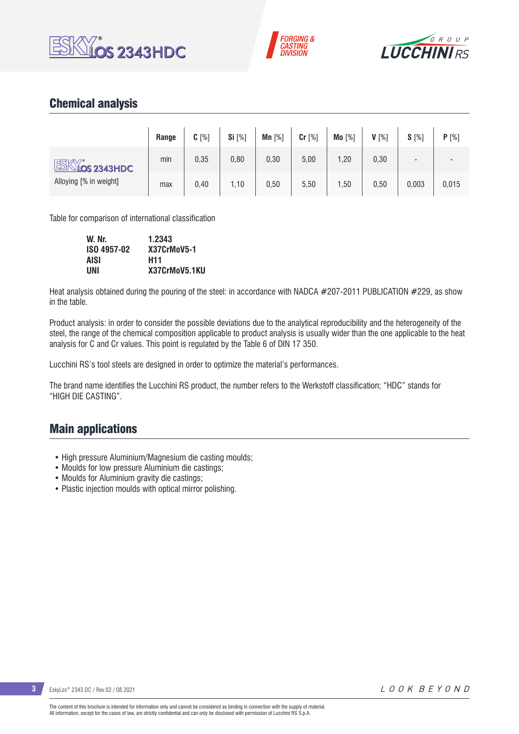## Chemical analysis

| | Range | C [%] | Si [%] | Mn [%] | Cr [%] | Mo [%] | V [%] | S [%] | P [%] |
|---|---|---|---|---|---|---|---|---|---|
| ESKYLOS 2343HDC | min | 0,35 | 0,80 | 0,30 | 5,00 | 1,20 | 0,30 | - | - |
| Alloying [% in weight] | max | 0,40 | 1,10 | 0,50 | 5,50 | 1,50 | 0,50 | 0,003 | 0,015 |

Table for comparison of international classification

| | |
|---|---|
| **W. Nr.** | **1.2343** |
| **ISO 4957-02** | **X37CrMoV5-1** |
| **AISI** | **H11** |
| **UNI** | **X37CrMoV5.1KU** |

Heat analysis obtained during the pouring of the steel: in accordance with NADCA #207-2011 PUBLICATION #229, as show in the table.

Product analysis: in order to consider the possible deviations due to the analytical reproducibility and the heterogeneity of the steel, the range of the chemical composition applicable to product analysis is usually wider than the one applicable to the heat analysis for C and Cr values. This point is regulated by the Table 6 of DIN 17 350.

Lucchini RS's tool steels are designed in order to optimize the material's performances.

The brand name identifies the Lucchini RS product, the number refers to the Werkstoff classification; "HDC" stands for "HIGH DIE CASTING".

## Main applications

- High pressure Aluminium/Magnesium die casting moulds;
- Moulds for low pressure Aluminium die castings;
- Moulds for Aluminium gravity die castings;
- Plastic injection moulds with optical mirror polishing.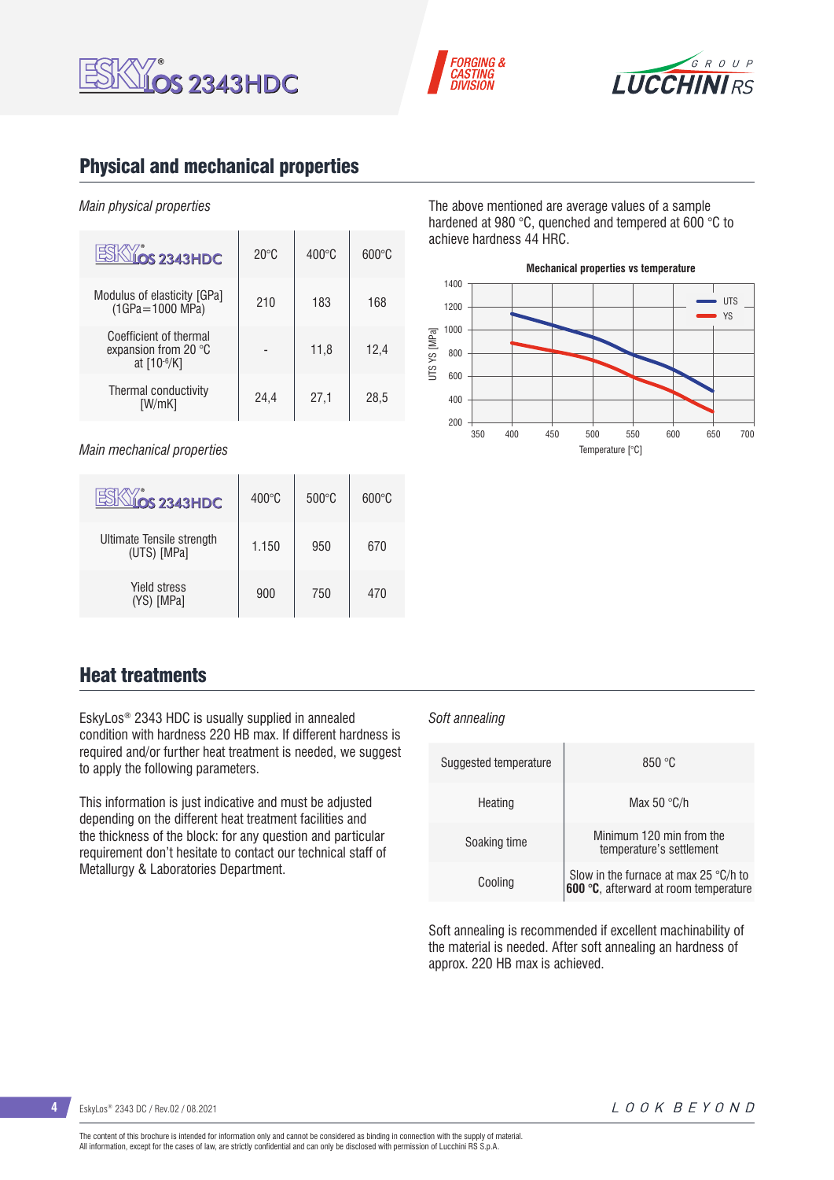## Physical and mechanical properties

*Main physical properties*

| ESKYLOS 2343HDC | 20°C | 400°C | 600°C |
|---|---|---|---|
| Modulus of elasticity [GPa] (1GPa=1000 MPa) | 210 | 183 | 168 |
| Coefficient of thermal expansion from 20 °C at [$10^{-6}$/K] | - | 11,8 | 12,4 |
| Thermal conductivity [W/mK] | 24,4 | 27,1 | 28,5 |

*Main mechanical properties*

| ESKYLOS 2343HDC | 400°C | 500°C | 600°C |
|---|---|---|---|
| Ultimate Tensile strength (UTS) [MPa] | 1.150 | 950 | 670 |
| Yield stress (YS) [MPa] | 900 | 750 | 470 |

The above mentioned are average values of a sample hardened at 980 °C, quenched and tempered at 600 °C to achieve hardness 44 HRC.

**Mechanical properties vs temperature**

UTS YS [MPa]

1400
1200
1000
800
600
400
200

350 400 450 500 550 600 650 700

Temperature [°C]

UTS
YS

## Heat treatments

EskyLos® 2343 HDC is usually supplied in annealed condition with hardness 220 HB max. If different hardness is required and/or further heat treatment is needed, we suggest to apply the following parameters.

This information is just indicative and must be adjusted depending on the different heat treatment facilities and the thickness of the block: for any question and particular requirement don't hesitate to contact our technical staff of Metallurgy & Laboratories Department.

*Soft annealing*

| | |
|---|---|
| Suggested temperature | 850 °C |
| Heating | Max 50 °C/h |
| Soaking time | Minimum 120 min from the temperature's settlement |
| Cooling | Slow in the furnace at max 25 °C/h to **600 °C**, afterward at room temperature |

Soft annealing is recommended if excellent machinability of the material is needed. After soft annealing an hardness of approx. 220 HB max is achieved.

The content of this brochure is intended for information only and cannot be considered as binding in connection with the supply of material.
All information, except for the cases of law, are strictly confidential and can only be disclosed with permission of Lucchini RS S.p.A.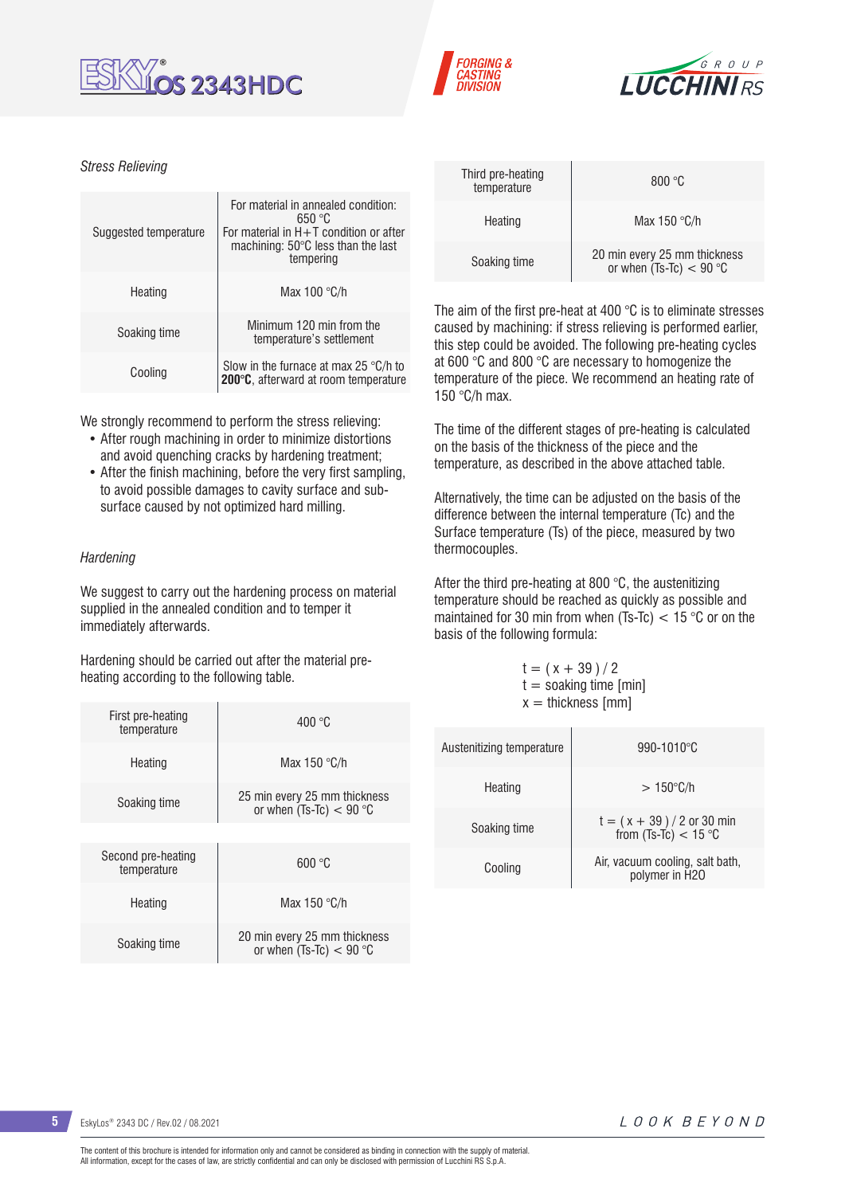*Stress Relieving*

| | |
|---|---|
| Suggested temperature | For material in annealed condition: 650 °C<br>For material in H+T condition or after machining: 50°C less than the last tempering |
| Heating | Max 100 °C/h |
| Soaking time | Minimum 120 min from the temperature's settlement |
| Cooling | Slow in the furnace at max 25 °C/h to **200°C**, afterward at room temperature |

We strongly recommend to perform the stress relieving:

- After rough machining in order to minimize distortions and avoid quenching cracks by hardening treatment;
- After the finish machining, before the very first sampling, to avoid possible damages to cavity surface and sub-surface caused by not optimized hard milling.

*Hardening*

We suggest to carry out the hardening process on material supplied in the annealed condition and to temper it immediately afterwards.

Hardening should be carried out after the material pre-heating according to the following table.

| | |
|---|---|
| First pre-heating temperature | 400 °C |
| Heating | Max 150 °C/h |
| Soaking time | 25 min every 25 mm thickness or when (Ts-Tc) < 90 °C |

| | |
|---|---|
| Second pre-heating temperature | 600 °C |
| Heating | Max 150 °C/h |
| Soaking time | 20 min every 25 mm thickness or when (Ts-Tc) < 90 °C |

| | |
|---|---|
| Third pre-heating temperature | 800 °C |
| Heating | Max 150 °C/h |
| Soaking time | 20 min every 25 mm thickness or when (Ts-Tc) < 90 °C |

The aim of the first pre-heat at 400 °C is to eliminate stresses caused by machining: if stress relieving is performed earlier, this step could be avoided. The following pre-heating cycles at 600 °C and 800 °C are necessary to homogenize the temperature of the piece. We recommend an heating rate of 150 °C/h max.

The time of the different stages of pre-heating is calculated on the basis of the thickness of the piece and the temperature, as described in the above attached table.

Alternatively, the time can be adjusted on the basis of the difference between the internal temperature (Tc) and the Surface temperature (Ts) of the piece, measured by two thermocouples.

After the third pre-heating at 800 °C, the austenitizing temperature should be reached as quickly as possible and maintained for 30 min from when (Ts-Tc) < 15 °C or on the basis of the following formula:

$$t = (x + 39) / 2$$

t = soaking time [min]
x = thickness [mm]

| | |
|---|---|
| Austenitizing temperature | 990-1010°C |
| Heating | > 150°C/h |
| Soaking time | t = ( x + 39 ) / 2 or 30 min from (Ts-Tc) < 15 °C |
| Cooling | Air, vacuum cooling, salt bath, polymer in H2O |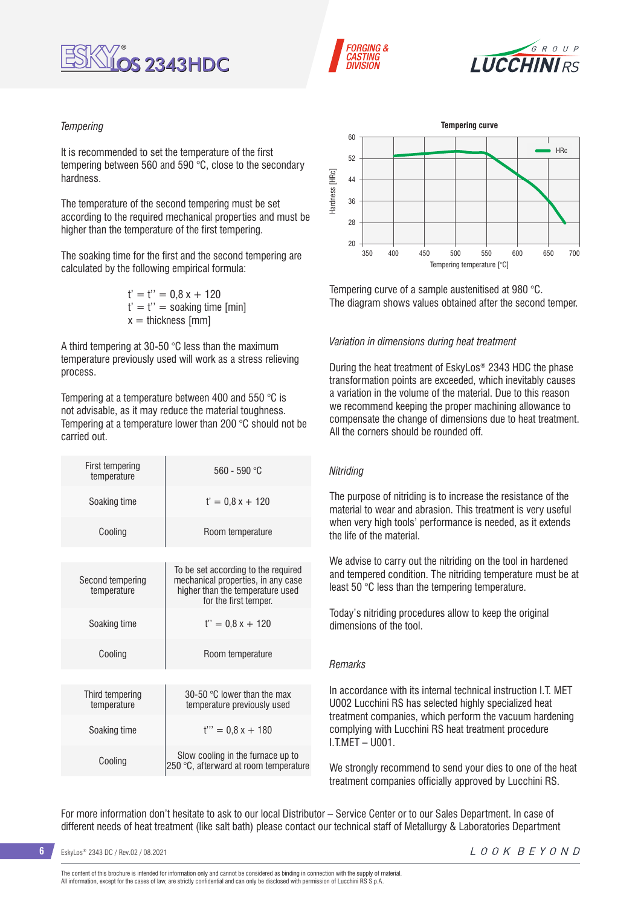### *Tempering*

It is recommended to set the temperature of the first tempering between 560 and 590 °C, close to the secondary hardness.

The temperature of the second tempering must be set according to the required mechanical properties and must be higher than the temperature of the first tempering.

The soaking time for the first and the second tempering are calculated by the following empirical formula:

t' = t'' = 0,8 x + 120
t' = t'' = soaking time [min]
x = thickness [mm]

A third tempering at 30-50 °C less than the maximum temperature previously used will work as a stress relieving process.

Tempering at a temperature between 400 and 550 °C is not advisable, as it may reduce the material toughness. Tempering at a temperature lower than 200 °C should not be carried out.

| | |
|---|---|
| First tempering temperature | 560 - 590 °C |
| Soaking time | t' = 0,8 x + 120 |
| Cooling | Room temperature |

| | |
|---|---|
| Second tempering temperature | To be set according to the required mechanical properties, in any case higher than the temperature used for the first temper. |
| Soaking time | t'' = 0,8 x + 120 |
| Cooling | Room temperature |

| | |
|---|---|
| Third tempering temperature | 30-50 °C lower than the max temperature previously used |
| Soaking time | t''' = 0,8 x + 180 |
| Cooling | Slow cooling in the furnace up to 250 °C, afterward at room temperature |

Tempering curve

Hardness [HRc]
60
52
44
36
28
20

350 400 450 500 550 600 650 700
Tempering temperature [°C]

HRc

Tempering curve of a sample austenitised at 980 °C.
The diagram shows values obtained after the second temper.

### *Variation in dimensions during heat treatment*

During the heat treatment of EskyLos® 2343 HDC the phase transformation points are exceeded, which inevitably causes a variation in the volume of the material. Due to this reason we recommend keeping the proper machining allowance to compensate the change of dimensions due to heat treatment. All the corners should be rounded off.

### *Nitriding*

The purpose of nitriding is to increase the resistance of the material to wear and abrasion. This treatment is very useful when very high tools' performance is needed, as it extends the life of the material.

We advise to carry out the nitriding on the tool in hardened and tempered condition. The nitriding temperature must be at least 50 °C less than the tempering temperature.

Today's nitriding procedures allow to keep the original dimensions of the tool.

### *Remarks*

In accordance with its internal technical instruction I.T. MET U002 Lucchini RS has selected highly specialized heat treatment companies, which perform the vacuum hardening complying with Lucchini RS heat treatment procedure I.T.MET – U001.

We strongly recommend to send your dies to one of the heat treatment companies officially approved by Lucchini RS.

For more information don't hesitate to ask to our local Distributor – Service Center or to our Sales Department. In case of different needs of heat treatment (like salt bath) please contact our technical staff of Metallurgy & Laboratories Department

The content of this brochure is intended for information only and cannot be considered as binding in connection with the supply of material.
All information, except for the cases of law, are strictly confidential and can only be disclosed with permission of Lucchini RS S.p.A.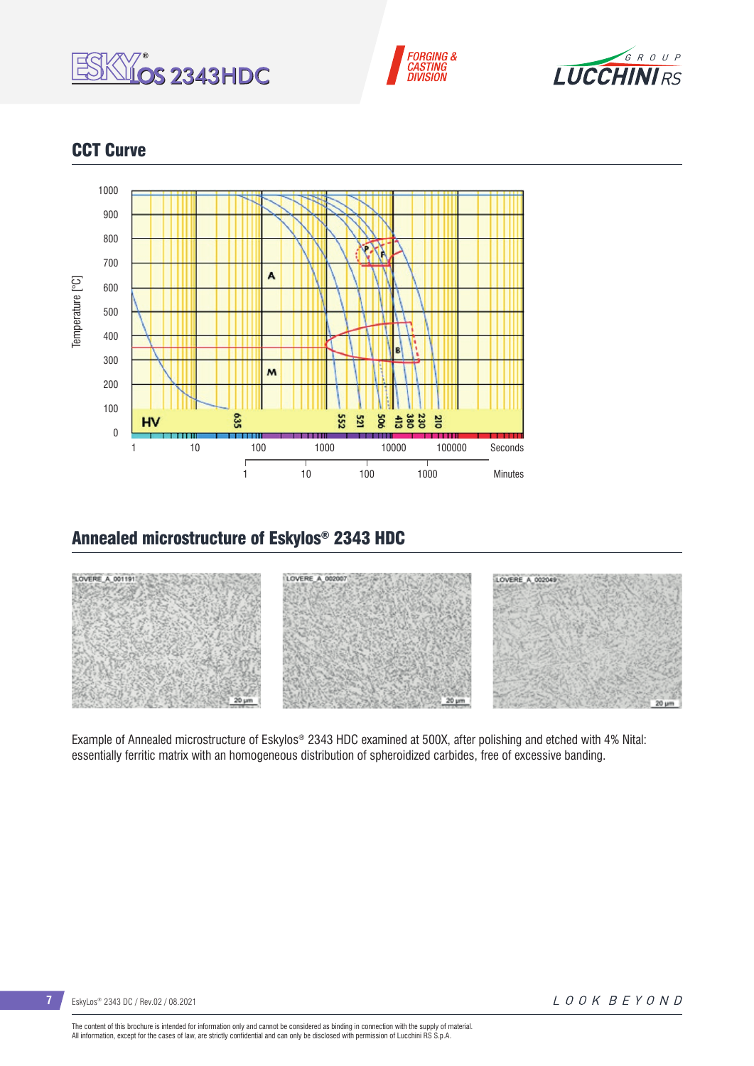## CCT Curve

Temperature [°C]

1000
900
800
700
600
500
400
300
200
100
0

A
M
P
F
B

HV
635
552
521
506
413
380
230
210

1
10
100
1000
10000
100000
Seconds

1
10
100
1000
Minutes

## Annealed microstructure of Eskylos® 2343 HDC

LOVERE_A_001191
20 µm

LOVERE_A_002007
20 µm

LOVERE_A_002049
20 µm

Example of Annealed microstructure of Eskylos® 2343 HDC examined at 500X, after polishing and etched with 4% Nital: essentially ferritic matrix with an homogeneous distribution of spheroidized carbides, free of excessive banding.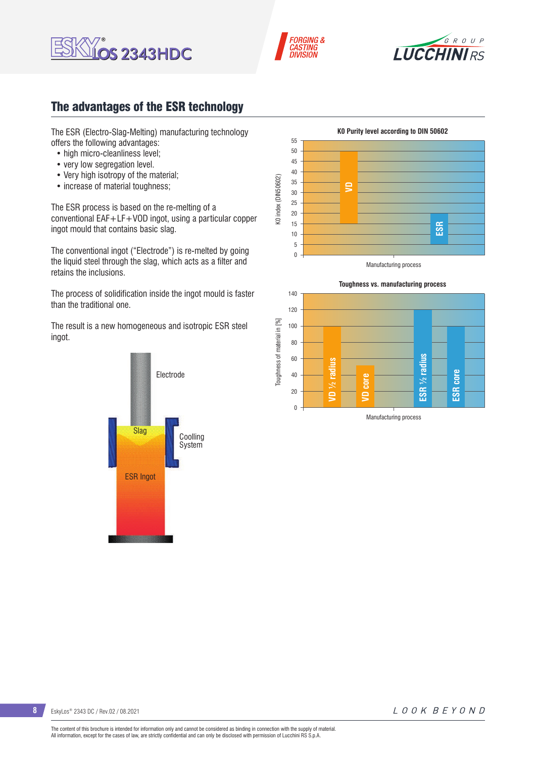## The advantages of the ESR technology

The ESR (Electro-Slag-Melting) manufacturing technology offers the following advantages:

- high micro-cleanliness level;
- very low segregation level.
- Very high isotropy of the material;
- increase of material toughness;

The ESR process is based on the re-melting of a conventional EAF+LF+VOD ingot, using a particular copper ingot mould that contains basic slag.

The conventional ingot ("Electrode") is re-melted by going the liquid steel through the slag, which acts as a filter and retains the inclusions.

The process of solidification inside the ingot mould is faster than the traditional one.

The result is a new homogeneous and isotropic ESR steel ingot.

Electrode

Slag

Coolling System

ESR Ingot

**K0 Purity level according to DIN 50602**

K0 index (DIN50602)

55
50
45
40
35
30
25
20
15
10
5
0

VD

ESR

Manufacturing process

**Toughness vs. manufacturing process**

Toughness of material in [%]

140
120
100
80
60
40
20
0

VD ½ radius

VD core

ESR ½ radius

ESR core

Manufacturing process

The content of this brochure is intended for information only and cannot be considered as binding in connection with the supply of material.
All information, except for the cases of law, are strictly confidential and can only be disclosed with permission of Lucchini RS S.p.A.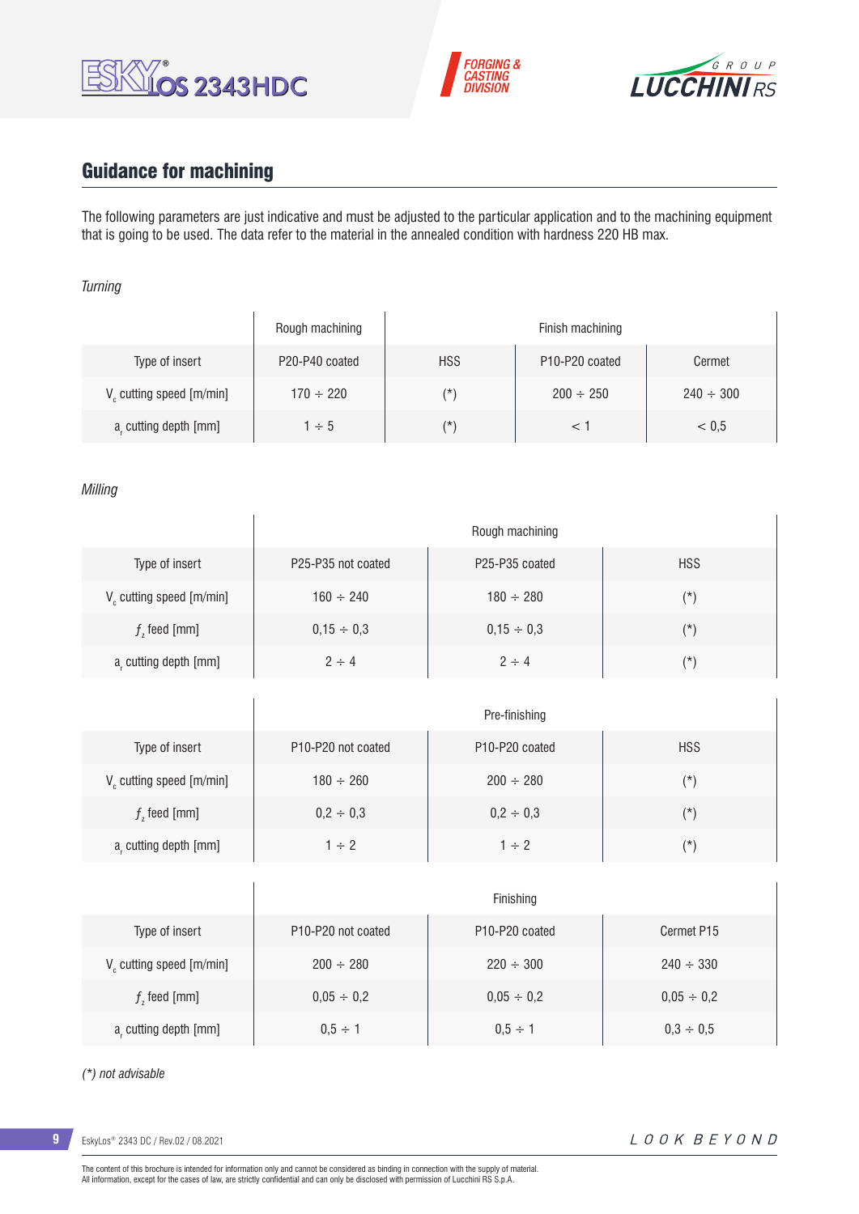## Guidance for machining

The following parameters are just indicative and must be adjusted to the particular application and to the machining equipment that is going to be used. The data refer to the material in the annealed condition with hardness 220 HB max.

*Turning*

| | Rough machining | Finish machining | | |
|---|---|---|---|---|
| Type of insert | P20-P40 coated | HSS | P10-P20 coated | Cermet |
| $V_c$ cutting speed [m/min] | 170 ÷ 220 | (*) | 200 ÷ 250 | 240 ÷ 300 |
| $a_r$ cutting depth [mm] | 1 ÷ 5 | (*) | < 1 | < 0,5 |

*Milling*

| | Rough machining | | |
|---|---|---|---|
| Type of insert | P25-P35 not coated | P25-P35 coated | HSS |
| $V_c$ cutting speed [m/min] | 160 ÷ 240 | 180 ÷ 280 | (*) |
| $f_z$ feed [mm] | 0,15 ÷ 0,3 | 0,15 ÷ 0,3 | (*) |
| $a_r$ cutting depth [mm] | 2 ÷ 4 | 2 ÷ 4 | (*) |

| | Pre-finishing | | |
|---|---|---|---|
| Type of insert | P10-P20 not coated | P10-P20 coated | HSS |
| $V_c$ cutting speed [m/min] | 180 ÷ 260 | 200 ÷ 280 | (*) |
| $f_z$ feed [mm] | 0,2 ÷ 0,3 | 0,2 ÷ 0,3 | (*) |
| $a_r$ cutting depth [mm] | 1 ÷ 2 | 1 ÷ 2 | (*) |

| | Finishing | | |
|---|---|---|---|
| Type of insert | P10-P20 not coated | P10-P20 coated | Cermet P15 |
| $V_c$ cutting speed [m/min] | 200 ÷ 280 | 220 ÷ 300 | 240 ÷ 330 |
| $f_z$ feed [mm] | 0,05 ÷ 0,2 | 0,05 ÷ 0,2 | 0,05 ÷ 0,2 |
| $a_r$ cutting depth [mm] | 0,5 ÷ 1 | 0,5 ÷ 1 | 0,3 ÷ 0,5 |

*(*) not advisable*

The content of this brochure is intended for information only and cannot be considered as binding in connection with the supply of material.
All information, except for the cases of law, are strictly confidential and can only be disclosed with permission of Lucchini RS S.p.A.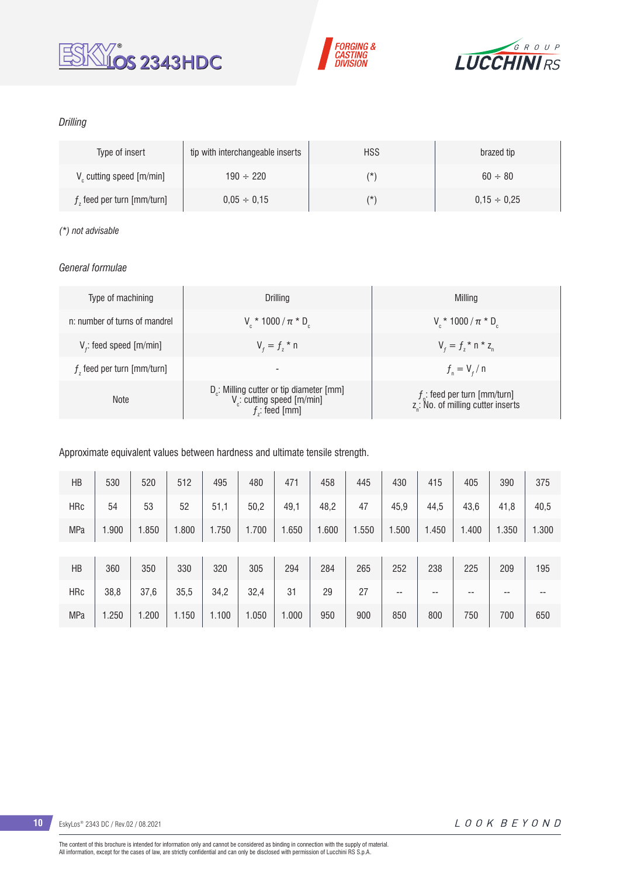*Drilling*

| Type of insert | tip with interchangeable inserts | HSS | brazed tip |
|---|---|---|---|
| $V_c$ cutting speed [m/min] | 190 ÷ 220 | (*) | 60 ÷ 80 |
| $f_z$ feed per turn [mm/turn] | 0,05 ÷ 0,15 | (*) | 0,15 ÷ 0,25 |

*(*) not advisable*

*General formulae*

| Type of machining | Drilling | Milling |
|---|---|---|
| n: number of turns of mandrel | $V_c * 1000 / \pi * D_c$ | $V_c * 1000 / \pi * D_c$ |
| $V_f$: feed speed [m/min] | $V_f = f_z * n$ | $V_f = f_z * n * z_n$ |
| $f_z$ feed per turn [mm/turn] | - | $f_n = V_f / n$ |
| Note | $D_c$: Milling cutter or tip diameter [mm]<br>$V_c$: cutting speed [m/min]<br>$f_z$: feed [mm] | $f_n$: feed per turn [mm/turn]<br>$z_n$: No. of milling cutter inserts |

Approximate equivalent values between hardness and ultimate tensile strength.

| | | | | | | | | | | | | | |
|---|---|---|---|---|---|---|---|---|---|---|---|---|---|
| HB | 530 | 520 | 512 | 495 | 480 | 471 | 458 | 445 | 430 | 415 | 405 | 390 | 375 |
| HRc | 54 | 53 | 52 | 51,1 | 50,2 | 49,1 | 48,2 | 47 | 45,9 | 44,5 | 43,6 | 41,8 | 40,5 |
| MPa | 1.900 | 1.850 | 1.800 | 1.750 | 1.700 | 1.650 | 1.600 | 1.550 | 1.500 | 1.450 | 1.400 | 1.350 | 1.300 |
| HB | 360 | 350 | 330 | 320 | 305 | 294 | 284 | 265 | 252 | 238 | 225 | 209 | 195 |
| HRc | 38,8 | 37,6 | 35,5 | 34,2 | 32,4 | 31 | 29 | 27 | -- | -- | -- | -- | -- |
| MPa | 1.250 | 1.200 | 1.150 | 1.100 | 1.050 | 1.000 | 950 | 900 | 850 | 800 | 750 | 700 | 650 |

The content of this brochure is intended for information only and cannot be considered as binding in connection with the supply of material.
All information, except for the cases of law, are strictly confidential and can only be disclosed with permission of Lucchini RS S.p.A.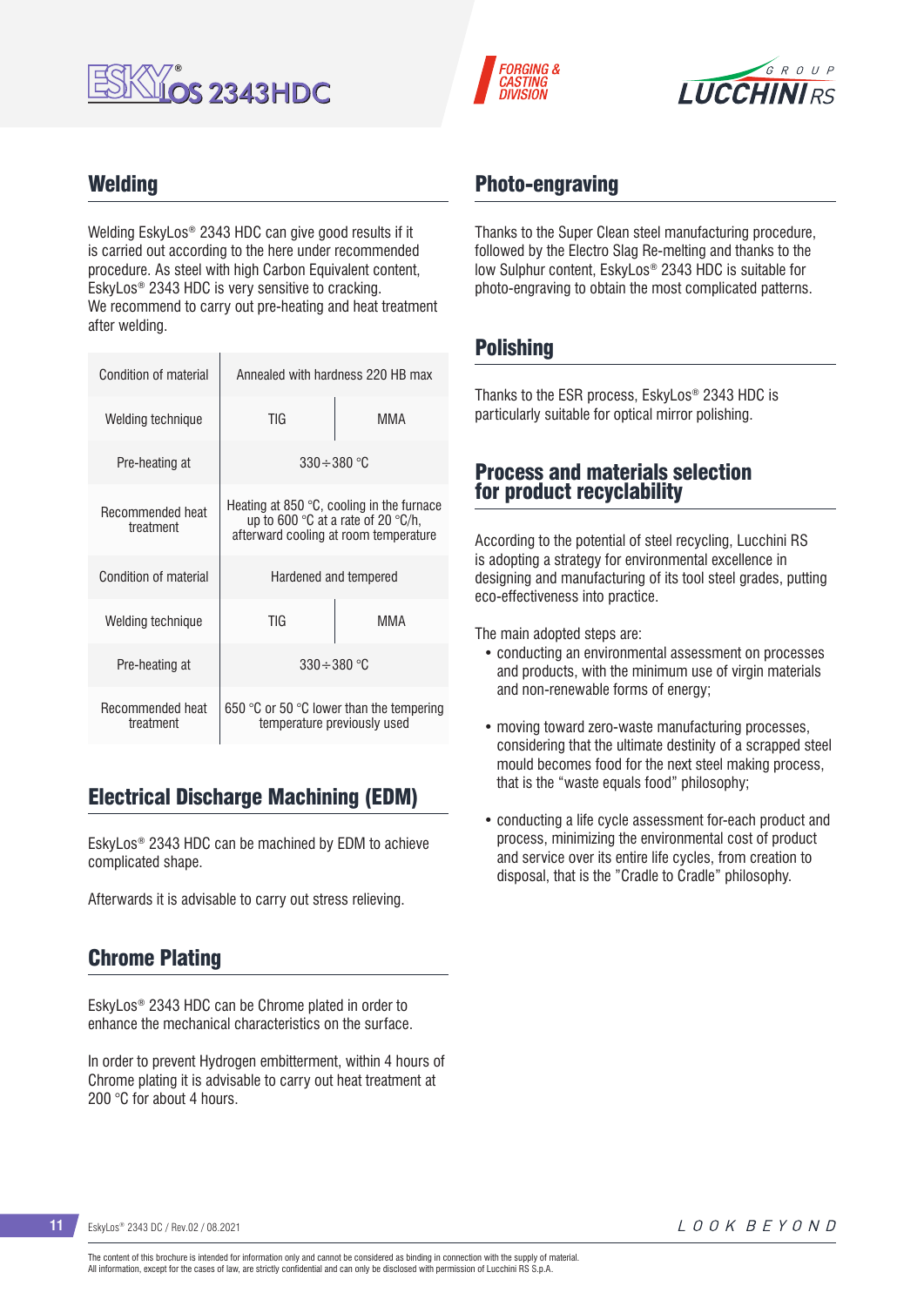## Welding

Welding EskyLos® 2343 HDC can give good results if it is carried out according to the here under recommended procedure. As steel with high Carbon Equivalent content, EskyLos® 2343 HDC is very sensitive to cracking.
We recommend to carry out pre-heating and heat treatment after welding.

| | | |
|---|---|---|
| Condition of material | Annealed with hardness 220 HB max | |
| Welding technique | TIG | MMA |
| Pre-heating at | 330÷380 °C | |
| Recommended heat treatment | Heating at 850 °C, cooling in the furnace up to 600 °C at a rate of 20 °C/h, afterward cooling at room temperature | |
| Condition of material | Hardened and tempered | |
| Welding technique | TIG | MMA |
| Pre-heating at | 330÷380 °C | |
| Recommended heat treatment | 650 °C or 50 °C lower than the tempering temperature previously used | |

## Electrical Discharge Machining (EDM)

EskyLos® 2343 HDC can be machined by EDM to achieve complicated shape.

Afterwards it is advisable to carry out stress relieving.

## Chrome Plating

EskyLos® 2343 HDC can be Chrome plated in order to enhance the mechanical characteristics on the surface.

In order to prevent Hydrogen embitterment, within 4 hours of Chrome plating it is advisable to carry out heat treatment at 200 °C for about 4 hours.

## Photo-engraving

Thanks to the Super Clean steel manufacturing procedure, followed by the Electro Slag Re-melting and thanks to the low Sulphur content, EskyLos® 2343 HDC is suitable for photo-engraving to obtain the most complicated patterns.

## Polishing

Thanks to the ESR process, EskyLos® 2343 HDC is particularly suitable for optical mirror polishing.

## Process and materials selection for product recyclability

According to the potential of steel recycling, Lucchini RS is adopting a strategy for environmental excellence in designing and manufacturing of its tool steel grades, putting eco-effectiveness into practice.

The main adopted steps are:

- conducting an environmental assessment on processes and products, with the minimum use of virgin materials and non-renewable forms of energy;
- moving toward zero-waste manufacturing processes, considering that the ultimate destinity of a scrapped steel mould becomes food for the next steel making process, that is the "waste equals food" philosophy;
- conducting a life cycle assessment for-each product and process, minimizing the environmental cost of product and service over its entire life cycles, from creation to disposal, that is the "Cradle to Cradle" philosophy.

The content of this brochure is intended for information only and cannot be considered as binding in connection with the supply of material.
All information, except for the cases of law, are strictly confidential and can only be disclosed with permission of Lucchini RS S.p.A.